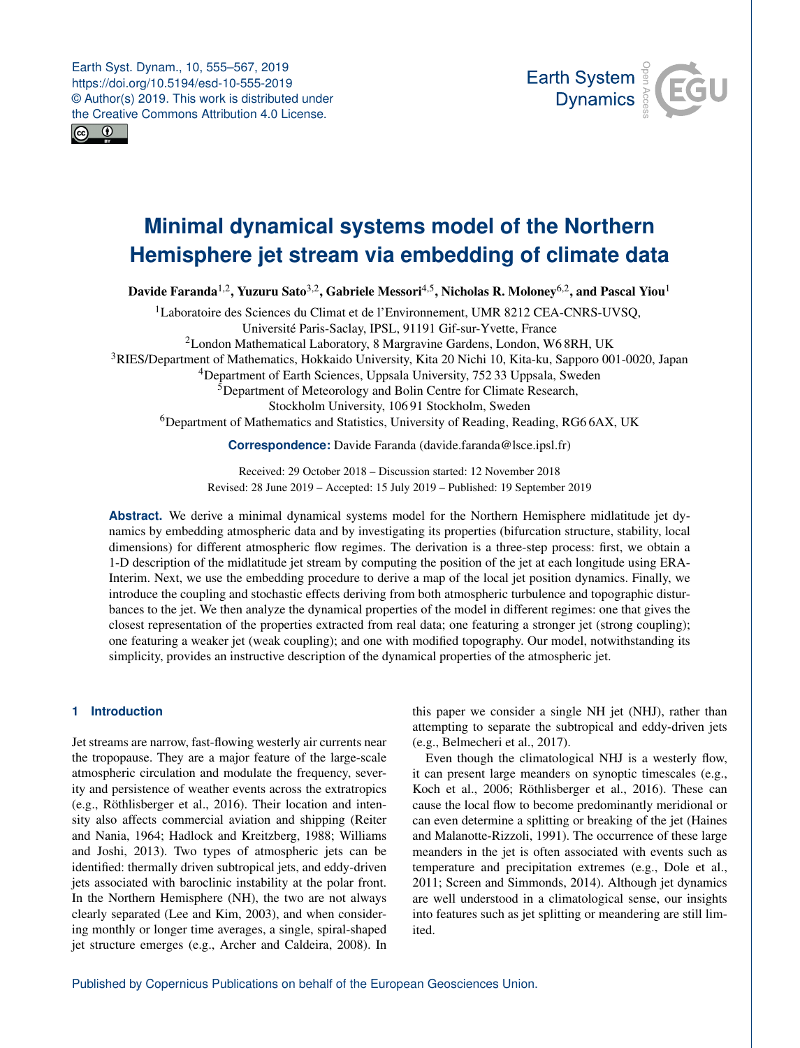# Minimal dynamical systems model of the Northern Hemisphere jet stream via embedding of climate data

**Davide Faranda[1,2], Yuzuru Sato[3,2], Gabriele Messori[4,5], Nicholas R. Moloney[6,2], and Pascal Yiou[1]**

[1]Laboratoire des Sciences du Climat et de l'Environnement, UMR 8212 CEA-CNRS-UVSQ, Université Paris-Saclay, IPSL, 91191 Gif-sur-Yvette, France
[2]London Mathematical Laboratory, 8 Margravine Gardens, London, W6 8RH, UK
[3]RIES/Department of Mathematics, Hokkaido University, Kita 20 Nichi 10, Kita-ku, Sapporo 001-0020, Japan
[4]Department of Earth Sciences, Uppsala University, 752 33 Uppsala, Sweden
[5]Department of Meteorology and Bolin Centre for Climate Research, Stockholm University, 106 91 Stockholm, Sweden
[6]Department of Mathematics and Statistics, University of Reading, Reading, RG6 6AX, UK

**Correspondence:** Davide Faranda (davide.faranda@lsce.ipsl.fr)

Received: 29 October 2018 – Discussion started: 12 November 2018
Revised: 28 June 2019 – Accepted: 15 July 2019 – Published: 19 September 2019

**Abstract.** We derive a minimal dynamical systems model for the Northern Hemisphere midlatitude jet dynamics by embedding atmospheric data and by investigating its properties (bifurcation structure, stability, local dimensions) for different atmospheric flow regimes. The derivation is a three-step process: first, we obtain a 1-D description of the midlatitude jet stream by computing the position of the jet at each longitude using ERA-Interim. Next, we use the embedding procedure to derive a map of the local jet position dynamics. Finally, we introduce the coupling and stochastic effects deriving from both atmospheric turbulence and topographic disturbances to the jet. We then analyze the dynamical properties of the model in different regimes: one that gives the closest representation of the properties extracted from real data; one featuring a stronger jet (strong coupling); one featuring a weaker jet (weak coupling); and one with modified topography. Our model, notwithstanding its simplicity, provides an instructive description of the dynamical properties of the atmospheric jet.

## 1 Introduction

Jet streams are narrow, fast-flowing westerly air currents near the tropopause. They are a major feature of the large-scale atmospheric circulation and modulate the frequency, severity and persistence of weather events across the extratropics (e.g., Röthlisberger et al., 2016). Their location and intensity also affects commercial aviation and shipping (Reiter and Nania, 1964; Hadlock and Kreitzberg, 1988; Williams and Joshi, 2013). Two types of atmospheric jets can be identified: thermally driven subtropical jets, and eddy-driven jets associated with baroclinic instability at the polar front. In the Northern Hemisphere (NH), the two are not always clearly separated (Lee and Kim, 2003), and when considering monthly or longer time averages, a single, spiral-shaped jet structure emerges (e.g., Archer and Caldeira, 2008). In this paper we consider a single NH jet (NHJ), rather than attempting to separate the subtropical and eddy-driven jets (e.g., Belmecheri et al., 2017).

Even though the climatological NHJ is a westerly flow, it can present large meanders on synoptic timescales (e.g., Koch et al., 2006; Röthlisberger et al., 2016). These can cause the local flow to become predominantly meridional or can even determine a splitting or breaking of the jet (Haines and Malanotte-Rizzoli, 1991). The occurrence of these large meanders in the jet is often associated with events such as temperature and precipitation extremes (e.g., Dole et al., 2011; Screen and Simmonds, 2014). Although jet dynamics are well understood in a climatological sense, our insights into features such as jet splitting or meandering are still limited.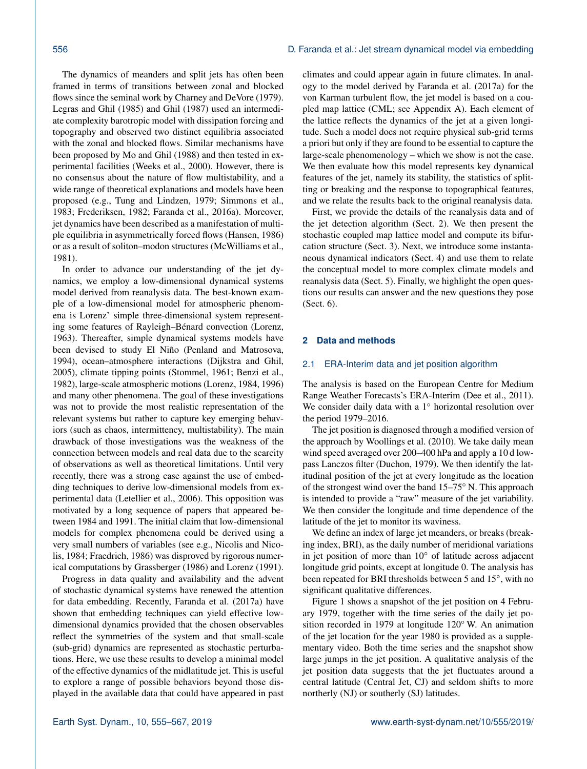The dynamics of meanders and split jets has often been framed in terms of transitions between zonal and blocked flows since the seminal work by Charney and DeVore (1979). Legras and Ghil (1985) and Ghil (1987) used an intermediate complexity barotropic model with dissipation forcing and topography and observed two distinct equilibria associated with the zonal and blocked flows. Similar mechanisms have been proposed by Mo and Ghil (1988) and then tested in experimental facilities (Weeks et al., 2000). However, there is no consensus about the nature of flow multistability, and a wide range of theoretical explanations and models have been proposed (e.g., Tung and Lindzen, 1979; Simmons et al., 1983; Frederiksen, 1982; Faranda et al., 2016a). Moreover, jet dynamics have been described as a manifestation of multiple equilibria in asymmetrically forced flows (Hansen, 1986) or as a result of soliton–modon structures (McWilliams et al., 1981).

In order to advance our understanding of the jet dynamics, we employ a low-dimensional dynamical systems model derived from reanalysis data. The best-known example of a low-dimensional model for atmospheric phenomena is Lorenz' simple three-dimensional system representing some features of Rayleigh–Bénard convection (Lorenz, 1963). Thereafter, simple dynamical systems models have been devised to study El Niño (Penland and Matrosova, 1994), ocean–atmosphere interactions (Dijkstra and Ghil, 2005), climate tipping points (Stommel, 1961; Benzi et al., 1982), large-scale atmospheric motions (Lorenz, 1984, 1996) and many other phenomena. The goal of these investigations was not to provide the most realistic representation of the relevant systems but rather to capture key emerging behaviors (such as chaos, intermittency, multistability). The main drawback of those investigations was the weakness of the connection between models and real data due to the scarcity of observations as well as theoretical limitations. Until very recently, there was a strong case against the use of embedding techniques to derive low-dimensional models from experimental data (Letellier et al., 2006). This opposition was motivated by a long sequence of papers that appeared between 1984 and 1991. The initial claim that low-dimensional models for complex phenomena could be derived using a very small numbers of variables (see e.g., Nicolis and Nicolis, 1984; Fraedrich, 1986) was disproved by rigorous numerical computations by Grassberger (1986) and Lorenz (1991).

Progress in data quality and availability and the advent of stochastic dynamical systems have renewed the attention for data embedding. Recently, Faranda et al. (2017a) have shown that embedding techniques can yield effective low-dimensional dynamics provided that the chosen observables reflect the symmetries of the system and that small-scale (sub-grid) dynamics are represented as stochastic perturbations. Here, we use these results to develop a minimal model of the effective dynamics of the midlatitude jet. This is useful to explore a range of possible behaviors beyond those displayed in the available data that could have appeared in past climates and could appear again in future climates. In analogy to the model derived by Faranda et al. (2017a) for the von Karman turbulent flow, the jet model is based on a coupled map lattice (CML; see Appendix A). Each element of the lattice reflects the dynamics of the jet at a given longitude. Such a model does not require physical sub-grid terms a priori but only if they are found to be essential to capture the large-scale phenomenology – which we show is not the case. We then evaluate how this model represents key dynamical features of the jet, namely its stability, the statistics of splitting or breaking and the response to topographical features, and we relate the results back to the original reanalysis data.

First, we provide the details of the reanalysis data and of the jet detection algorithm (Sect. 2). We then present the stochastic coupled map lattice model and compute its bifurcation structure (Sect. 3). Next, we introduce some instantaneous dynamical indicators (Sect. 4) and use them to relate the conceptual model to more complex climate models and reanalysis data (Sect. 5). Finally, we highlight the open questions our results can answer and the new questions they pose (Sect. 6).

## 2 Data and methods

### 2.1 ERA-Interim data and jet position algorithm

The analysis is based on the European Centre for Medium Range Weather Forecasts's ERA-Interim (Dee et al., 2011). We consider daily data with a 1° horizontal resolution over the period 1979–2016.

The jet position is diagnosed through a modified version of the approach by Woollings et al. (2010). We take daily mean wind speed averaged over 200–400 hPa and apply a 10 d low-pass Lanczos filter (Duchon, 1979). We then identify the latitudinal position of the jet at every longitude as the location of the strongest wind over the band 15–75° N. This approach is intended to provide a "raw" measure of the jet variability. We then consider the longitude and time dependence of the latitude of the jet to monitor its waviness.

We define an index of large jet meanders, or breaks (breaking index, BRI), as the daily number of meridional variations in jet position of more than 10° of latitude across adjacent longitude grid points, except at longitude 0. The analysis has been repeated for BRI thresholds between 5 and 15°, with no significant qualitative differences.

Figure 1 shows a snapshot of the jet position on 4 February 1979, together with the time series of the daily jet position recorded in 1979 at longitude 120° W. An animation of the jet location for the year 1980 is provided as a supplementary video. Both the time series and the snapshot show large jumps in the jet position. A qualitative analysis of the jet position data suggests that the jet fluctuates around a central latitude (Central Jet, CJ) and seldom shifts to more northerly (NJ) or southerly (SJ) latitudes.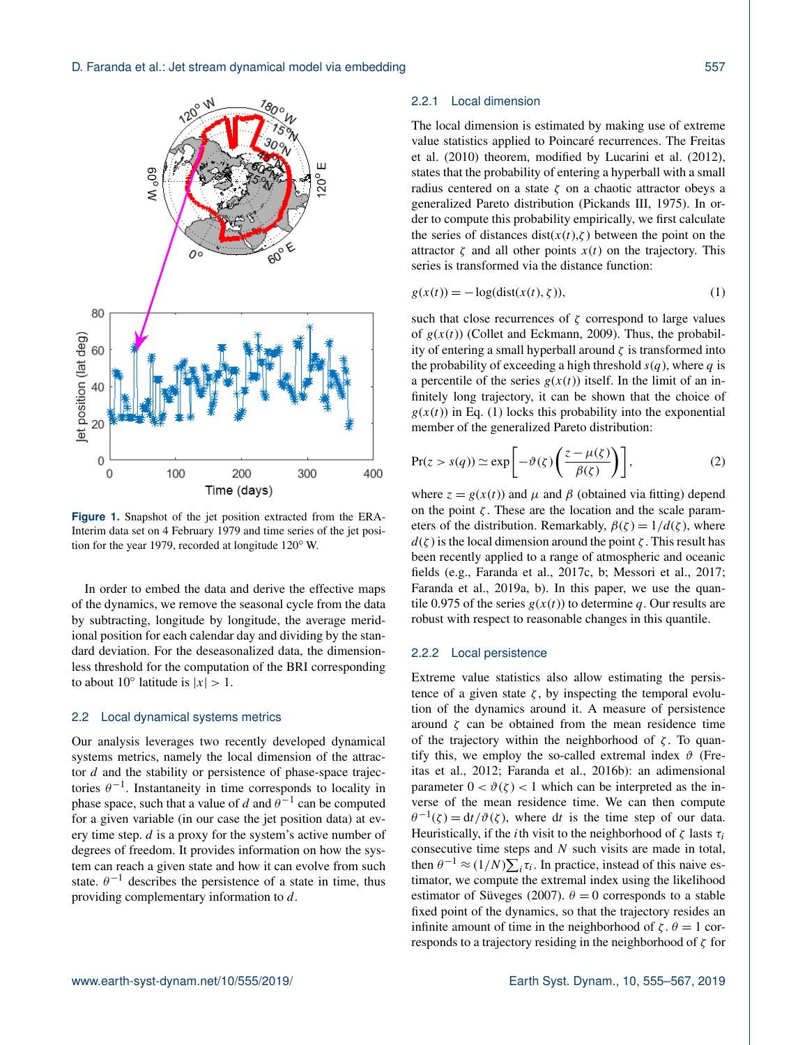**Figure 1.** Snapshot of the jet position extracted from the ERA-Interim data set on 4 February 1979 and time series of the jet position for the year 1979, recorded at longitude 120° W.

In order to embed the data and derive the effective maps of the dynamics, we remove the seasonal cycle from the data by subtracting, longitude by longitude, the average meridional position for each calendar day and dividing by the standard deviation. For the deseasonalized data, the dimensionless threshold for the computation of the BRI corresponding to about 10° latitude is $|x| > 1$.

## 2.2 Local dynamical systems metrics

Our analysis leverages two recently developed dynamical systems metrics, namely the local dimension of the attractor $d$ and the stability or persistence of phase-space trajectories $\theta^{-1}$. Instantaneity in time corresponds to locality in phase space, such that a value of $d$ and $\theta^{-1}$ can be computed for a given variable (in our case the jet position data) at every time step. $d$ is a proxy for the system's active number of degrees of freedom. It provides information on how the system can reach a given state and how it can evolve from such state. $\theta^{-1}$ describes the persistence of a state in time, thus providing complementary information to $d$.

### 2.2.1 Local dimension

The local dimension is estimated by making use of extreme value statistics applied to Poincaré recurrences. The Freitas et al. (2010) theorem, modified by Lucarini et al. (2012), states that the probability of entering a hyperball with a small radius centered on a state $\zeta$ on a chaotic attractor obeys a generalized Pareto distribution (Pickands III, 1975). In order to compute this probability empirically, we first calculate the series of distances $\mathrm{dist}(x(t),\zeta)$ between the point on the attractor $\zeta$ and all other points $x(t)$ on the trajectory. This series is transformed via the distance function:

$$g(x(t)) = -\log(\mathrm{dist}(x(t), \zeta)), \tag{1}$$

such that close recurrences of $\zeta$ correspond to large values of $g(x(t))$ (Collet and Eckmann, 2009). Thus, the probability of entering a small hyperball around $\zeta$ is transformed into the probability of exceeding a high threshold $s(q)$, where $q$ is a percentile of the series $g(x(t))$ itself. In the limit of an infinitely long trajectory, it can be shown that the choice of $g(x(t))$ in Eq. (1) locks this probability into the exponential member of the generalized Pareto distribution:

$$\Pr(z > s(q)) \simeq \exp\left[-\vartheta(\zeta)\left(\frac{z-\mu(\zeta)}{\beta(\zeta)}\right)\right], \tag{2}$$

where $z = g(x(t))$ and $\mu$ and $\beta$ (obtained via fitting) depend on the point $\zeta$. These are the location and the scale parameters of the distribution. Remarkably, $\beta(\zeta) = 1/d(\zeta)$, where $d(\zeta)$ is the local dimension around the point $\zeta$. This result has been recently applied to a range of atmospheric and oceanic fields (e.g., Faranda et al., 2017c, b; Messori et al., 2017; Faranda et al., 2019a, b). In this paper, we use the quantile 0.975 of the series $g(x(t))$ to determine $q$. Our results are robust with respect to reasonable changes in this quantile.

### 2.2.2 Local persistence

Extreme value statistics also allow estimating the persistence of a given state $\zeta$, by inspecting the temporal evolution of the dynamics around it. A measure of persistence around $\zeta$ can be obtained from the mean residence time of the trajectory within the neighborhood of $\zeta$. To quantify this, we employ the so-called extremal index $\vartheta$ (Freitas et al., 2012; Faranda et al., 2016b): an adimensional parameter $0 < \vartheta(\zeta) < 1$ which can be interpreted as the inverse of the mean residence time. We can then compute $\theta^{-1}(\zeta) = \mathrm{d}t/\vartheta(\zeta)$, where $\mathrm{d}t$ is the time step of our data. Heuristically, if the $i$th visit to the neighborhood of $\zeta$ lasts $\tau_i$ consecutive time steps and $N$ such visits are made in total, then $\theta^{-1} \approx (1/N)\sum_i \tau_i$. In practice, instead of this naive estimator, we compute the extremal index using the likelihood estimator of Süveges (2007). $\theta = 0$ corresponds to a stable fixed point of the dynamics, so that the trajectory resides an infinite amount of time in the neighborhood of $\zeta$. $\theta = 1$ corresponds to a trajectory residing in the neighborhood of $\zeta$ for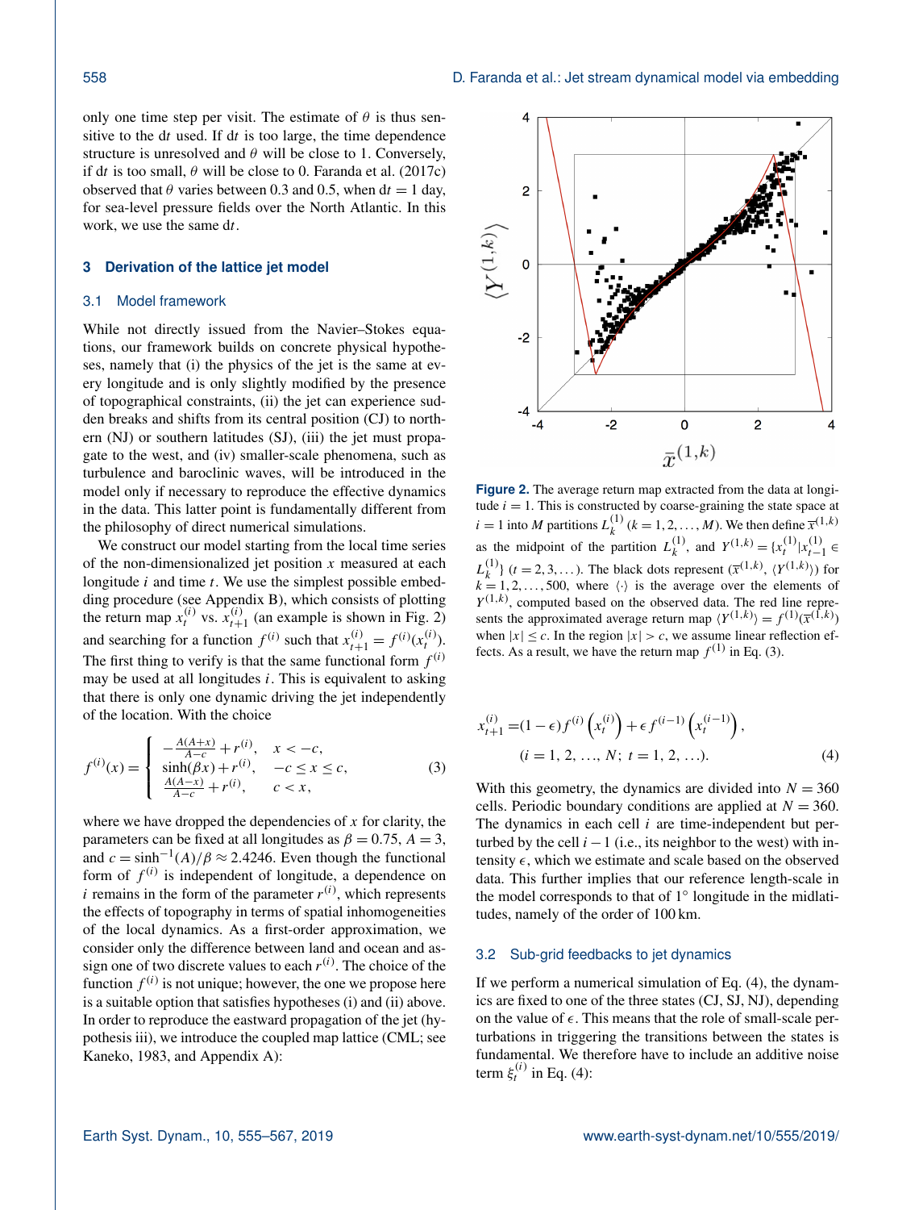only one time step per visit. The estimate of $\theta$ is thus sensitive to the $\mathrm{d}t$ used. If $\mathrm{d}t$ is too large, the time dependence structure is unresolved and $\theta$ will be close to 1. Conversely, if $\mathrm{d}t$ is too small, $\theta$ will be close to 0. Faranda et al. (2017c) observed that $\theta$ varies between 0.3 and 0.5, when $\mathrm{d}t = 1$ day, for sea-level pressure fields over the North Atlantic. In this work, we use the same $\mathrm{d}t$.

## 3 Derivation of the lattice jet model

### 3.1 Model framework

While not directly issued from the Navier–Stokes equations, our framework builds on concrete physical hypotheses, namely that (i) the physics of the jet is the same at every longitude and is only slightly modified by the presence of topographical constraints, (ii) the jet can experience sudden breaks and shifts from its central position (CJ) to northern (NJ) or southern latitudes (SJ), (iii) the jet must propagate to the west, and (iv) smaller-scale phenomena, such as turbulence and baroclinic waves, will be introduced in the model only if necessary to reproduce the effective dynamics in the data. This latter point is fundamentally different from the philosophy of direct numerical simulations.

We construct our model starting from the local time series of the non-dimensionalized jet position $x$ measured at each longitude $i$ and time $t$. We use the simplest possible embedding procedure (see Appendix B), which consists of plotting the return map $x_t^{(i)}$ vs. $x_{t+1}^{(i)}$ (an example is shown in Fig. 2) and searching for a function $f^{(i)}$ such that $x_{t+1}^{(i)} = f^{(i)}(x_t^{(i)})$. The first thing to verify is that the same functional form $f^{(i)}$ may be used at all longitudes $i$. This is equivalent to asking that there is only one dynamic driving the jet independently of the location. With the choice

$$f^{(i)}(x) = \begin{cases} -\frac{A(A+x)}{A-c} + r^{(i)}, & x < -c, \\ \sinh(\beta x) + r^{(i)}, & -c \le x \le c, \\ \frac{A(A-x)}{A-c} + r^{(i)}, & c < x, \end{cases} \tag{3}$$

where we have dropped the dependencies of $x$ for clarity, the parameters can be fixed at all longitudes as $\beta = 0.75$, $A = 3$, and $c = \sinh^{-1}(A)/\beta \approx 2.4246$. Even though the functional form of $f^{(i)}$ is independent of longitude, a dependence on $i$ remains in the form of the parameter $r^{(i)}$, which represents the effects of topography in terms of spatial inhomogeneities of the local dynamics. As a first-order approximation, we consider only the difference between land and ocean and assign one of two discrete values to each $r^{(i)}$. The choice of the function $f^{(i)}$ is not unique; however, the one we propose here is a suitable option that satisfies hypotheses (i) and (ii) above. In order to reproduce the eastward propagation of the jet (hypothesis iii), we introduce the coupled map lattice (CML; see Kaneko, 1983, and Appendix A):

**Figure 2.** The average return map extracted from the data at longitude $i = 1$. This is constructed by coarse-graining the state space at $i = 1$ into $M$ partitions $L_k^{(1)}$ ($k = 1, 2, \ldots, M$). We then define $\overline{x}^{(1,k)}$ as the midpoint of the partition $L_k^{(1)}$, and $Y^{(1,k)} = \{x_t^{(1)} | x_{t-1}^{(1)} \in L_k^{(1)}\}$ ($t = 2, 3, \ldots$). The black dots represent $(\overline{x}^{(1,k)}, \langle Y^{(1,k)} \rangle)$ for $k = 1, 2, \ldots, 500$, where $\langle \cdot \rangle$ is the average over the elements of $Y^{(1,k)}$, computed based on the observed data. The red line represents the approximated average return map $\langle Y^{(1,k)} \rangle = f^{(1)}(\overline{x}^{(1,k)})$ when $|x| \le c$. In the region $|x| > c$, we assume linear reflection effects. As a result, we have the return map $f^{(1)}$ in Eq. (3).

$$x_{t+1}^{(i)} = (1-\epsilon) f^{(i)}\left(x_t^{(i)}\right) + \epsilon f^{(i-1)}\left(x_t^{(i-1)}\right),$$
$$(i = 1, 2, \ldots, N;\ t = 1, 2, \ldots). \tag{4}$$

With this geometry, the dynamics are divided into $N = 360$ cells. Periodic boundary conditions are applied at $N = 360$. The dynamics in each cell $i$ are time-independent but perturbed by the cell $i - 1$ (i.e., its neighbor to the west) with intensity $\epsilon$, which we estimate and scale based on the observed data. This further implies that our reference length-scale in the model corresponds to that of 1° longitude in the midlatitudes, namely of the order of 100 km.

### 3.2 Sub-grid feedbacks to jet dynamics

If we perform a numerical simulation of Eq. (4), the dynamics are fixed to one of the three states (CJ, SJ, NJ), depending on the value of $\epsilon$. This means that the role of small-scale perturbations in triggering the transitions between the states is fundamental. We therefore have to include an additive noise term $\xi_t^{(i)}$ in Eq. (4):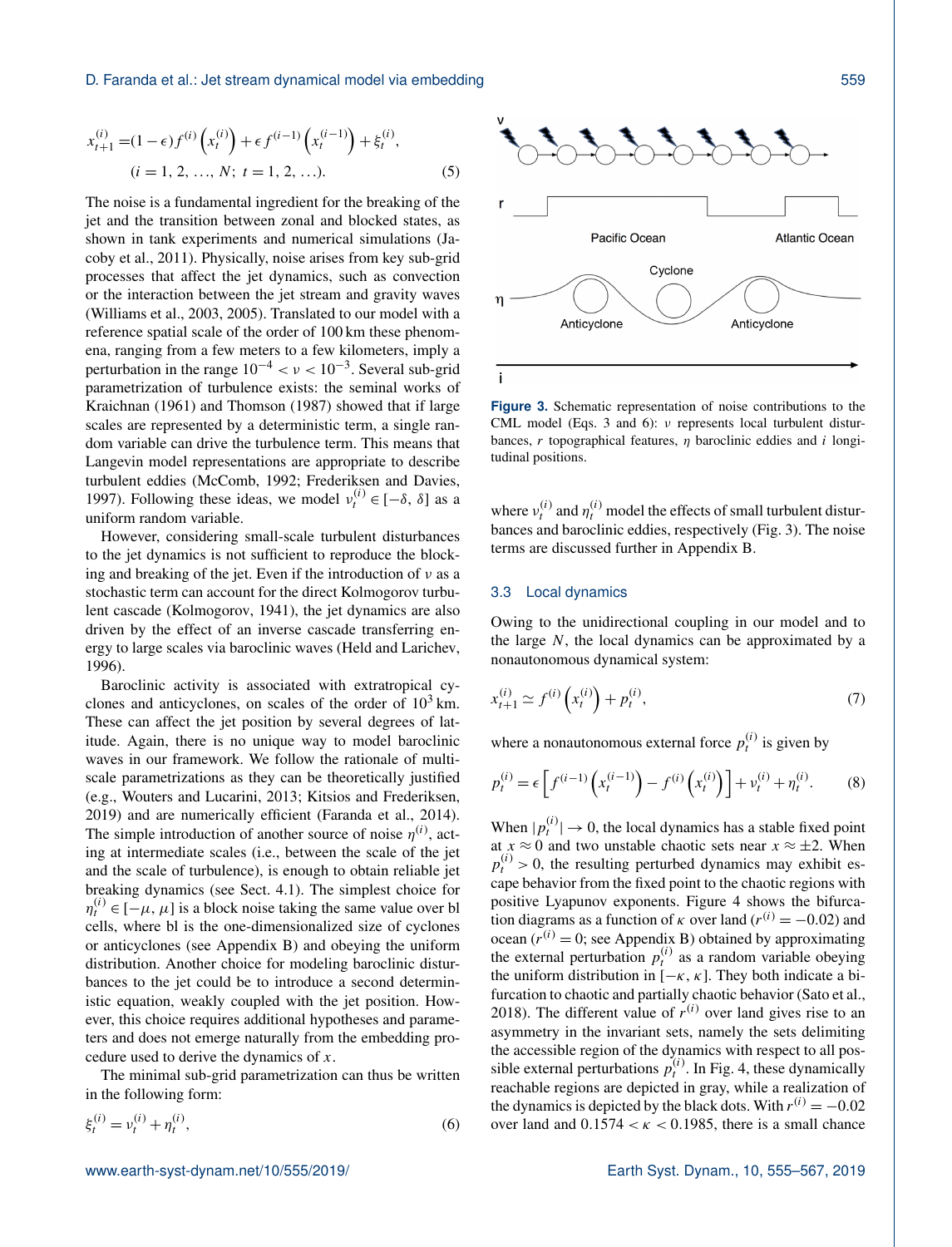$$x_{t+1}^{(i)} = (1-\epsilon) f^{(i)}\left(x_t^{(i)}\right) + \epsilon f^{(i-1)}\left(x_t^{(i-1)}\right) + \xi_t^{(i)},$$
$$(i = 1, 2, \ldots, N;\ t = 1, 2, \ldots). \tag{5}$$

The noise is a fundamental ingredient for the breaking of the jet and the transition between zonal and blocked states, as shown in tank experiments and numerical simulations (Jacoby et al., 2011). Physically, noise arises from key sub-grid processes that affect the jet dynamics, such as convection or the interaction between the jet stream and gravity waves (Williams et al., 2003, 2005). Translated to our model with a reference spatial scale of the order of 100 km these phenomena, ranging from a few meters to a few kilometers, imply a perturbation in the range $10^{-4} < \nu < 10^{-3}$. Several sub-grid parametrization of turbulence exists: the seminal works of Kraichnan (1961) and Thomson (1987) showed that if large scales are represented by a deterministic term, a single random variable can drive the turbulence term. This means that Langevin model representations are appropriate to describe turbulent eddies (McComb, 1992; Frederiksen and Davies, 1997). Following these ideas, we model $\nu_t^{(i)} \in [-\delta, \delta]$ as a uniform random variable.

However, considering small-scale turbulent disturbances to the jet dynamics is not sufficient to reproduce the blocking and breaking of the jet. Even if the introduction of $\nu$ as a stochastic term can account for the direct Kolmogorov turbulent cascade (Kolmogorov, 1941), the jet dynamics are also driven by the effect of an inverse cascade transferring energy to large scales via baroclinic waves (Held and Larichev, 1996).

Baroclinic activity is associated with extratropical cyclones and anticyclones, on scales of the order of $10^3$ km. These can affect the jet position by several degrees of latitude. Again, there is no unique way to model baroclinic waves in our framework. We follow the rationale of multiscale parametrizations as they can be theoretically justified (e.g., Wouters and Lucarini, 2013; Kitsios and Frederiksen, 2019) and are numerically efficient (Faranda et al., 2014). The simple introduction of another source of noise $\eta^{(i)}$, acting at intermediate scales (i.e., between the scale of the jet and the scale of turbulence), is enough to obtain reliable jet breaking dynamics (see Sect. 4.1). The simplest choice for $\eta_t^{(i)} \in [-\mu, \mu]$ is a block noise taking the same value over bl cells, where bl is the one-dimensionalized size of cyclones or anticyclones (see Appendix B) and obeying the uniform distribution. Another choice for modeling baroclinic disturbances to the jet could be to introduce a second deterministic equation, weakly coupled with the jet position. However, this choice requires additional hypotheses and parameters and does not emerge naturally from the embedding procedure used to derive the dynamics of $x$.

The minimal sub-grid parametrization can thus be written in the following form:

$$\xi_t^{(i)} = \nu_t^{(i)} + \eta_t^{(i)}, \tag{6}$$

**Figure 3.** Schematic representation of noise contributions to the CML model (Eqs. 3 and 6): $\nu$ represents local turbulent disturbances, $r$ topographical features, $\eta$ baroclinic eddies and $i$ longitudinal positions.

where $\nu_t^{(i)}$ and $\eta_t^{(i)}$ model the effects of small turbulent disturbances and baroclinic eddies, respectively (Fig. 3). The noise terms are discussed further in Appendix B.

### 3.3 Local dynamics

Owing to the unidirectional coupling in our model and to the large $N$, the local dynamics can be approximated by a nonautonomous dynamical system:

$$x_{t+1}^{(i)} \simeq f^{(i)}\left(x_t^{(i)}\right) + p_t^{(i)}, \tag{7}$$

where a nonautonomous external force $p_t^{(i)}$ is given by

$$p_t^{(i)} = \epsilon \left[ f^{(i-1)}\left(x_t^{(i-1)}\right) - f^{(i)}\left(x_t^{(i)}\right) \right] + \nu_t^{(i)} + \eta_t^{(i)}. \tag{8}$$

When $|p_t^{(i)}| \to 0$, the local dynamics has a stable fixed point at $x \approx 0$ and two unstable chaotic sets near $x \approx \pm 2$. When $p_t^{(i)} > 0$, the resulting perturbed dynamics may exhibit escape behavior from the fixed point to the chaotic regions with positive Lyapunov exponents. Figure 4 shows the bifurcation diagrams as a function of $\kappa$ over land ($r^{(i)} = -0.02$) and ocean ($r^{(i)} = 0$; see Appendix B) obtained by approximating the external perturbation $p_t^{(i)}$ as a random variable obeying the uniform distribution in $[-\kappa, \kappa]$. They both indicate a bifurcation to chaotic and partially chaotic behavior (Sato et al., 2018). The different value of $r^{(i)}$ over land gives rise to an asymmetry in the invariant sets, namely the sets delimiting the accessible region of the dynamics with respect to all possible external perturbations $p_t^{(i)}$. In Fig. 4, these dynamically reachable regions are depicted in gray, while a realization of the dynamics is depicted by the black dots. With $r^{(i)} = -0.02$ over land and $0.1574 < \kappa < 0.1985$, there is a small chance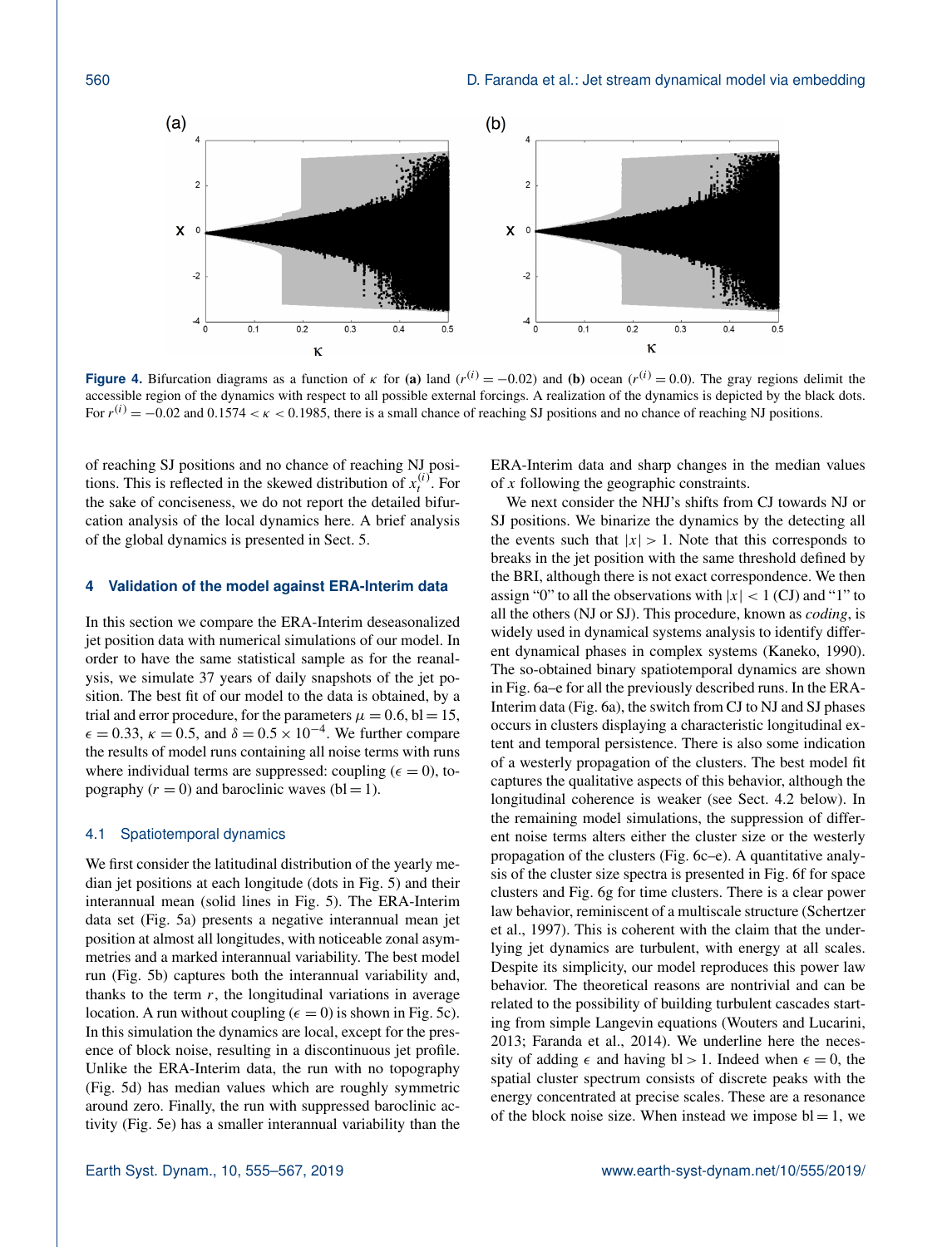**Figure 4.** Bifurcation diagrams as a function of $\kappa$ for **(a)** land ($r^{(i)} = -0.02$) and **(b)** ocean ($r^{(i)} = 0.0$). The gray regions delimit the accessible region of the dynamics with respect to all possible external forcings. A realization of the dynamics is depicted by the black dots. For $r^{(i)} = -0.02$ and $0.1574 < \kappa < 0.1985$, there is a small chance of reaching SJ positions and no chance of reaching NJ positions.

of reaching SJ positions and no chance of reaching NJ positions. This is reflected in the skewed distribution of $x_t^{(i)}$. For the sake of conciseness, we do not report the detailed bifurcation analysis of the local dynamics here. A brief analysis of the global dynamics is presented in Sect. 5.

## 4 Validation of the model against ERA-Interim data

In this section we compare the ERA-Interim deseasonalized jet position data with numerical simulations of our model. In order to have the same statistical sample as for the reanalysis, we simulate 37 years of daily snapshots of the jet position. The best fit of our model to the data is obtained, by a trial and error procedure, for the parameters $\mu = 0.6$, $\mathrm{bl} = 15$, $\epsilon = 0.33$, $\kappa = 0.5$, and $\delta = 0.5 \times 10^{-4}$. We further compare the results of model runs containing all noise terms with runs where individual terms are suppressed: coupling ($\epsilon = 0$), topography ($r = 0$) and baroclinic waves ($\mathrm{bl} = 1$).

### 4.1 Spatiotemporal dynamics

We first consider the latitudinal distribution of the yearly median jet positions at each longitude (dots in Fig. 5) and their interannual mean (solid lines in Fig. 5). The ERA-Interim data set (Fig. 5a) presents a negative interannual mean jet position at almost all longitudes, with noticeable zonal asymmetries and a marked interannual variability. The best model run (Fig. 5b) captures both the interannual variability and, thanks to the term $r$, the longitudinal variations in average location. A run without coupling ($\epsilon = 0$) is shown in Fig. 5c). In this simulation the dynamics are local, except for the presence of block noise, resulting in a discontinuous jet profile. Unlike the ERA-Interim data, the run with no topography (Fig. 5d) has median values which are roughly symmetric around zero. Finally, the run with suppressed baroclinic activity (Fig. 5e) has a smaller interannual variability than the ERA-Interim data and sharp changes in the median values of $x$ following the geographic constraints.

We next consider the NHJ's shifts from CJ towards NJ or SJ positions. We binarize the dynamics by the detecting all the events such that $|x| > 1$. Note that this corresponds to breaks in the jet position with the same threshold defined by the BRI, although there is not exact correspondence. We then assign "0" to all the observations with $|x| < 1$ (CJ) and "1" to all the others (NJ or SJ). This procedure, known as *coding*, is widely used in dynamical systems analysis to identify different dynamical phases in complex systems (Kaneko, 1990). The so-obtained binary spatiotemporal dynamics are shown in Fig. 6a–e for all the previously described runs. In the ERA-Interim data (Fig. 6a), the switch from CJ to NJ and SJ phases occurs in clusters displaying a characteristic longitudinal extent and temporal persistence. There is also some indication of a westerly propagation of the clusters. The best model fit captures the qualitative aspects of this behavior, although the longitudinal coherence is weaker (see Sect. 4.2 below). In the remaining model simulations, the suppression of different noise terms alters either the cluster size or the westerly propagation of the clusters (Fig. 6c–e). A quantitative analysis of the cluster size spectra is presented in Fig. 6f for space clusters and Fig. 6g for time clusters. There is a clear power law behavior, reminiscent of a multiscale structure (Schertzer et al., 1997). This is coherent with the claim that the underlying jet dynamics are turbulent, with energy at all scales. Despite its simplicity, our model reproduces this power law behavior. The theoretical reasons are nontrivial and can be related to the possibility of building turbulent cascades starting from simple Langevin equations (Wouters and Lucarini, 2013; Faranda et al., 2014). We underline here the necessity of adding $\epsilon$ and having $\mathrm{bl} > 1$. Indeed when $\epsilon = 0$, the spatial cluster spectrum consists of discrete peaks with the energy concentrated at precise scales. These are a resonance of the block noise size. When instead we impose $\mathrm{bl} = 1$, we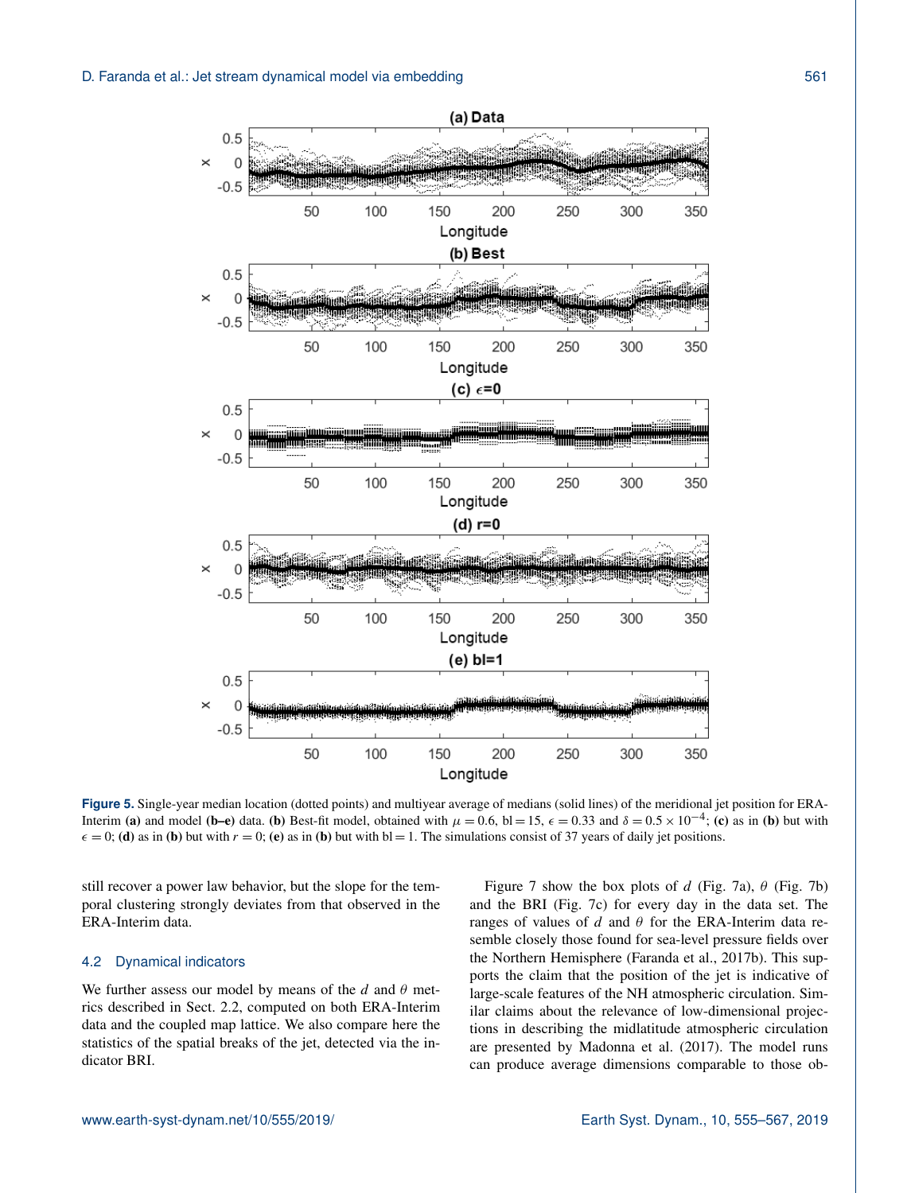Figure 5. Single-year median location (dotted points) and multiyear average of medians (solid lines) of the meridional jet position for ERA-Interim **(a)** and model **(b–e)** data. **(b)** Best-fit model, obtained with $\mu = 0.6$, bl $= 15$, $\epsilon = 0.33$ and $\delta = 0.5 \times 10^{-4}$; **(c)** as in **(b)** but with $\epsilon = 0$; **(d)** as in **(b)** but with $r = 0$; **(e)** as in **(b)** but with bl $= 1$. The simulations consist of 37 years of daily jet positions.

still recover a power law behavior, but the slope for the temporal clustering strongly deviates from that observed in the ERA-Interim data.

## 4.2 Dynamical indicators

We further assess our model by means of the $d$ and $\theta$ metrics described in Sect. 2.2, computed on both ERA-Interim data and the coupled map lattice. We also compare here the statistics of the spatial breaks of the jet, detected via the indicator BRI.

Figure 7 show the box plots of $d$ (Fig. 7a), $\theta$ (Fig. 7b) and the BRI (Fig. 7c) for every day in the data set. The ranges of values of $d$ and $\theta$ for the ERA-Interim data resemble closely those found for sea-level pressure fields over the Northern Hemisphere (Faranda et al., 2017b). This supports the claim that the position of the jet is indicative of large-scale features of the NH atmospheric circulation. Similar claims about the relevance of low-dimensional projections in describing the midlatitude atmospheric circulation are presented by Madonna et al. (2017). The model runs can produce average dimensions comparable to those ob-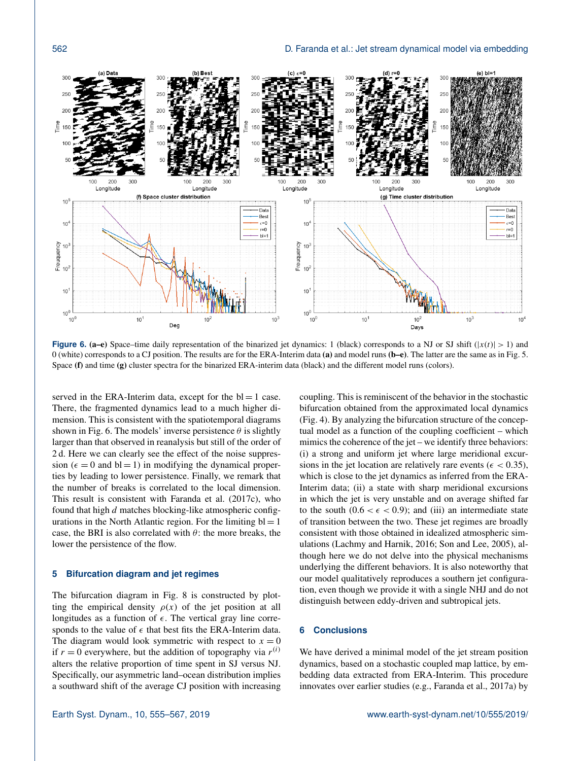**Figure 6.** **(a–e)** Space–time daily representation of the binarized jet dynamics: 1 (black) corresponds to a NJ or SJ shift ($|x(t)| > 1$) and 0 (white) corresponds to a CJ position. The results are for the ERA-Interim data **(a)** and model runs **(b–e)**. The latter are the same as in Fig. 5. Space **(f)** and time **(g)** cluster spectra for the binarized ERA-interim data (black) and the different model runs (colors).

served in the ERA-Interim data, except for the bl = 1 case. There, the fragmented dynamics lead to a much higher dimension. This is consistent with the spatiotemporal diagrams shown in Fig. 6. The models' inverse persistence $\theta$ is slightly larger than that observed in reanalysis but still of the order of 2 d. Here we can clearly see the effect of the noise suppression ($\epsilon = 0$ and bl = 1) in modifying the dynamical properties by leading to lower persistence. Finally, we remark that the number of breaks is correlated to the local dimension. This result is consistent with Faranda et al. (2017c), who found that high $d$ matches blocking-like atmospheric configurations in the North Atlantic region. For the limiting bl = 1 case, the BRI is also correlated with $\theta$: the more breaks, the lower the persistence of the flow.

## 5 Bifurcation diagram and jet regimes

The bifurcation diagram in Fig. 8 is constructed by plotting the empirical density $\rho(x)$ of the jet position at all longitudes as a function of $\epsilon$. The vertical gray line corresponds to the value of $\epsilon$ that best fits the ERA-Interim data. The diagram would look symmetric with respect to $x = 0$ if $r = 0$ everywhere, but the addition of topography via $r^{(i)}$ alters the relative proportion of time spent in SJ versus NJ. Specifically, our asymmetric land–ocean distribution implies a southward shift of the average CJ position with increasing coupling. This is reminiscent of the behavior in the stochastic bifurcation obtained from the approximated local dynamics (Fig. 4). By analyzing the bifurcation structure of the conceptual model as a function of the coupling coefficient – which mimics the coherence of the jet – we identify three behaviors: (i) a strong and uniform jet where large meridional excursions in the jet location are relatively rare events ($\epsilon < 0.35$), which is close to the jet dynamics as inferred from the ERA-Interim data; (ii) a state with sharp meridional excursions in which the jet is very unstable and on average shifted far to the south ($0.6 < \epsilon < 0.9$); and (iii) an intermediate state of transition between the two. These jet regimes are broadly consistent with those obtained in idealized atmospheric simulations (Lachmy and Harnik, 2016; Son and Lee, 2005), although here we do not delve into the physical mechanisms underlying the different behaviors. It is also noteworthy that our model qualitatively reproduces a southern jet configuration, even though we provide it with a single NHJ and do not distinguish between eddy-driven and subtropical jets.

## 6 Conclusions

We have derived a minimal model of the jet stream position dynamics, based on a stochastic coupled map lattice, by embedding data extracted from ERA-Interim. This procedure innovates over earlier studies (e.g., Faranda et al., 2017a) by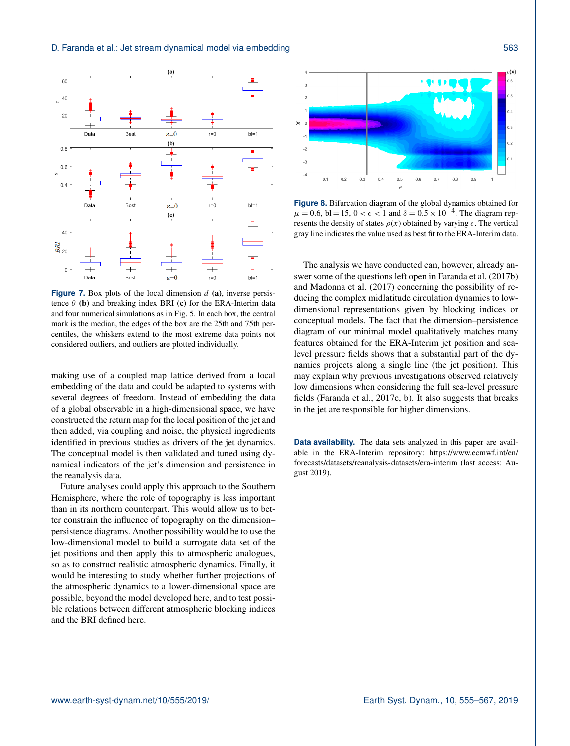**Figure 7.** Box plots of the local dimension $d$ **(a)**, inverse persistence $\theta$ **(b)** and breaking index BRI **(c)** for the ERA-Interim data and four numerical simulations as in Fig. 5. In each box, the central mark is the median, the edges of the box are the 25th and 75th percentiles, the whiskers extend to the most extreme data points not considered outliers, and outliers are plotted individually.

making use of a coupled map lattice derived from a local embedding of the data and could be adapted to systems with several degrees of freedom. Instead of embedding the data of a global observable in a high-dimensional space, we have constructed the return map for the local position of the jet and then added, via coupling and noise, the physical ingredients identified in previous studies as drivers of the jet dynamics. The conceptual model is then validated and tuned using dynamical indicators of the jet's dimension and persistence in the reanalysis data.

Future analyses could apply this approach to the Southern Hemisphere, where the role of topography is less important than in its northern counterpart. This would allow us to better constrain the influence of topography on the dimension–persistence diagrams. Another possibility would be to use the low-dimensional model to build a surrogate data set of the jet positions and then apply this to atmospheric analogues, so as to construct realistic atmospheric dynamics. Finally, it would be interesting to study whether further projections of the atmospheric dynamics to a lower-dimensional space are possible, beyond the model developed here, and to test possible relations between different atmospheric blocking indices and the BRI defined here.

**Figure 8.** Bifurcation diagram of the global dynamics obtained for $\mu = 0.6$, bl = 15, $0 < \epsilon < 1$ and $\delta = 0.5 \times 10^{-4}$. The diagram represents the density of states $\rho(x)$ obtained by varying $\epsilon$. The vertical gray line indicates the value used as best fit to the ERA-Interim data.

The analysis we have conducted can, however, already answer some of the questions left open in Faranda et al. (2017b) and Madonna et al. (2017) concerning the possibility of reducing the complex midlatitude circulation dynamics to low-dimensional representations given by blocking indices or conceptual models. The fact that the dimension–persistence diagram of our minimal model qualitatively matches many features obtained for the ERA-Interim jet position and sea-level pressure fields shows that a substantial part of the dynamics projects along a single line (the jet position). This may explain why previous investigations observed relatively low dimensions when considering the full sea-level pressure fields (Faranda et al., 2017c, b). It also suggests that breaks in the jet are responsible for higher dimensions.

**Data availability.** The data sets analyzed in this paper are available in the ERA-Interim repository: https://www.ecmwf.int/en/forecasts/datasets/reanalysis-datasets/era-interim (last access: August 2019).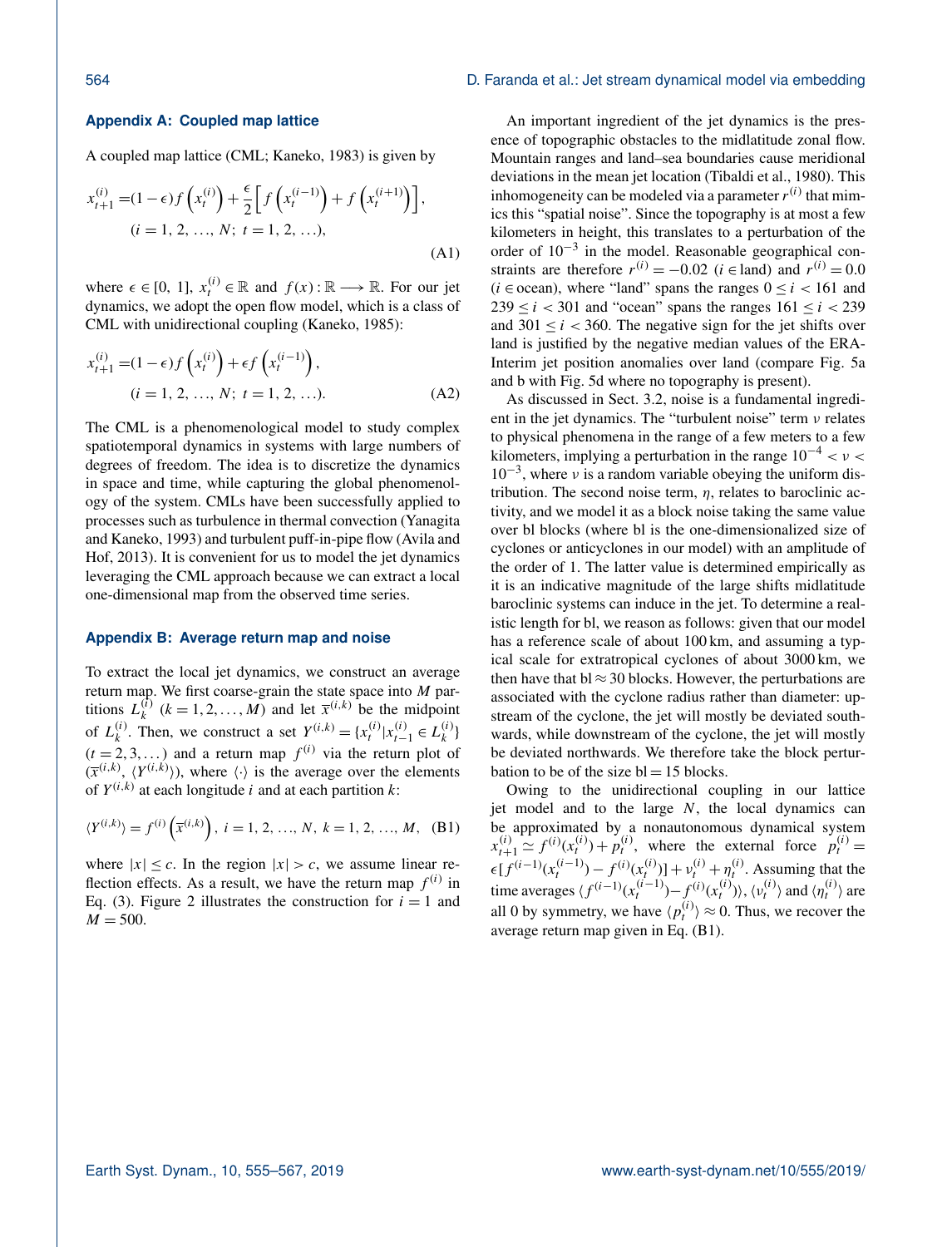## Appendix A: Coupled map lattice

A coupled map lattice (CML; Kaneko, 1983) is given by

$$x_{t+1}^{(i)} = (1-\epsilon) f\left(x_t^{(i)}\right) + \frac{\epsilon}{2}\left[f\left(x_t^{(i-1)}\right) + f\left(x_t^{(i+1)}\right)\right], \quad (i = 1, 2, \ldots, N;\ t = 1, 2, \ldots), \tag{A1}$$

where $\epsilon \in [0, 1]$, $x_t^{(i)} \in \mathbb{R}$ and $f(x): \mathbb{R} \longrightarrow \mathbb{R}$. For our jet dynamics, we adopt the open flow model, which is a class of CML with unidirectional coupling (Kaneko, 1985):

$$x_{t+1}^{(i)} = (1-\epsilon) f\left(x_t^{(i)}\right) + \epsilon f\left(x_t^{(i-1)}\right), \quad (i = 1, 2, \ldots, N;\ t = 1, 2, \ldots). \tag{A2}$$

The CML is a phenomenological model to study complex spatiotemporal dynamics in systems with large numbers of degrees of freedom. The idea is to discretize the dynamics in space and time, while capturing the global phenomenology of the system. CMLs have been successfully applied to processes such as turbulence in thermal convection (Yanagita and Kaneko, 1993) and turbulent puff-in-pipe flow (Avila and Hof, 2013). It is convenient for us to model the jet dynamics leveraging the CML approach because we can extract a local one-dimensional map from the observed time series.

## Appendix B: Average return map and noise

To extract the local jet dynamics, we construct an average return map. We first coarse-grain the state space into $M$ partitions $L_k^{(i)}$ $(k = 1, 2, \ldots, M)$ and let $\overline{x}^{(i,k)}$ be the midpoint of $L_k^{(i)}$. Then, we construct a set $Y^{(i,k)} = \{x_t^{(i)} | x_{t-1}^{(i)} \in L_k^{(i)}\}$ $(t = 2, 3, \ldots)$ and a return map $f^{(i)}$ via the return plot of $(\overline{x}^{(i,k)}, \langle Y^{(i,k)} \rangle)$, where $\langle \cdot \rangle$ is the average over the elements of $Y^{(i,k)}$ at each longitude $i$ and at each partition $k$:

$$\langle Y^{(i,k)} \rangle = f^{(i)}\left(\overline{x}^{(i,k)}\right),\ i = 1, 2, \ldots, N,\ k = 1, 2, \ldots, M, \tag{B1}$$

where $|x| \le c$. In the region $|x| > c$, we assume linear reflection effects. As a result, we have the return map $f^{(i)}$ in Eq. (3). Figure 2 illustrates the construction for $i = 1$ and $M = 500$.

An important ingredient of the jet dynamics is the presence of topographic obstacles to the midlatitude zonal flow. Mountain ranges and land–sea boundaries cause meridional deviations in the mean jet location (Tibaldi et al., 1980). This inhomogeneity can be modeled via a parameter $r^{(i)}$ that mimics this "spatial noise". Since the topography is at most a few kilometers in height, this translates to a perturbation of the order of $10^{-3}$ in the model. Reasonable geographical constraints are therefore $r^{(i)} = -0.02$ ($i \in$ land) and $r^{(i)} = 0.0$ ($i \in$ ocean), where "land" spans the ranges $0 \le i < 161$ and $239 \le i < 301$ and "ocean" spans the ranges $161 \le i < 239$ and $301 \le i < 360$. The negative sign for the jet shifts over land is justified by the negative median values of the ERA-Interim jet position anomalies over land (compare Fig. 5a and b with Fig. 5d where no topography is present).

As discussed in Sect. 3.2, noise is a fundamental ingredient in the jet dynamics. The "turbulent noise" term $\nu$ relates to physical phenomena in the range of a few meters to a few kilometers, implying a perturbation in the range $10^{-4} < \nu < 10^{-3}$, where $\nu$ is a random variable obeying the uniform distribution. The second noise term, $\eta$, relates to baroclinic activity, and we model it as a block noise taking the same value over bl blocks (where bl is the one-dimensionalized size of cyclones or anticyclones in our model) with an amplitude of the order of 1. The latter value is determined empirically as it is an indicative magnitude of the large shifts midlatitude baroclinic systems can induce in the jet. To determine a realistic length for bl, we reason as follows: given that our model has a reference scale of about 100 km, and assuming a typical scale for extratropical cyclones of about 3000 km, we then have that bl ≈ 30 blocks. However, the perturbations are associated with the cyclone radius rather than diameter: upstream of the cyclone, the jet will mostly be deviated southwards, while downstream of the cyclone, the jet will mostly be deviated northwards. We therefore take the block perturbation to be of the size bl = 15 blocks.

Owing to the unidirectional coupling in our lattice jet model and to the large $N$, the local dynamics can be approximated by a nonautonomous dynamical system $x_{t+1}^{(i)} \simeq f^{(i)}(x_t^{(i)}) + p_t^{(i)}$, where the external force $p_t^{(i)} = \epsilon[f^{(i-1)}(x_t^{(i-1)}) - f^{(i)}(x_t^{(i)})] + \nu_t^{(i)} + \eta_t^{(i)}$. Assuming that the time averages $\langle f^{(i-1)}(x_t^{(i-1)}) - f^{(i)}(x_t^{(i)}) \rangle$, $\langle \nu_t^{(i)} \rangle$ and $\langle \eta_t^{(i)} \rangle$ are all 0 by symmetry, we have $\langle p_t^{(i)} \rangle \approx 0$. Thus, we recover the average return map given in Eq. (B1).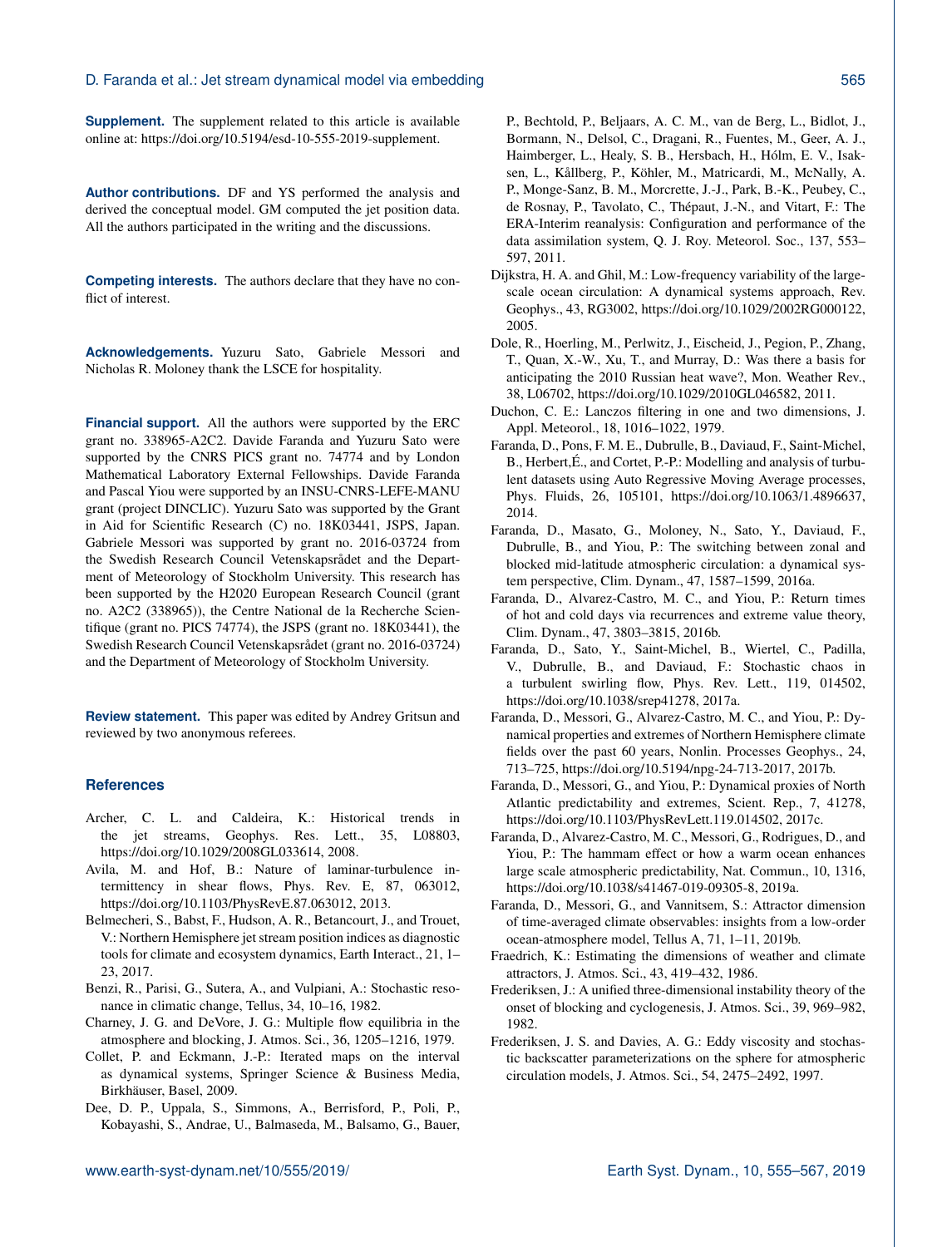**Supplement.** The supplement related to this article is available online at: https://doi.org/10.5194/esd-10-555-2019-supplement.

**Author contributions.** DF and YS performed the analysis and derived the conceptual model. GM computed the jet position data. All the authors participated in the writing and the discussions.

**Competing interests.** The authors declare that they have no conflict of interest.

**Acknowledgements.** Yuzuru Sato, Gabriele Messori and Nicholas R. Moloney thank the LSCE for hospitality.

**Financial support.** All the authors were supported by the ERC grant no. 338965-A2C2. Davide Faranda and Yuzuru Sato were supported by the CNRS PICS grant no. 74774 and by London Mathematical Laboratory External Fellowships. Davide Faranda and Pascal Yiou were supported by an INSU-CNRS-LEFE-MANU grant (project DINCLIC). Yuzuru Sato was supported by the Grant in Aid for Scientific Research (C) no. 18K03441, JSPS, Japan. Gabriele Messori was supported by grant no. 2016-03724 from the Swedish Research Council Vetenskapsrådet and the Department of Meteorology of Stockholm University. This research has been supported by the H2020 European Research Council (grant no. A2C2 (338965)), the Centre National de la Recherche Scientifique (grant no. PICS 74774), the JSPS (grant no. 18K03441), the Swedish Research Council Vetenskapsrådet (grant no. 2016-03724) and the Department of Meteorology of Stockholm University.

**Review statement.** This paper was edited by Andrey Gritsun and reviewed by two anonymous referees.

## References

Archer, C. L. and Caldeira, K.: Historical trends in the jet streams, Geophys. Res. Lett., 35, L08803, https://doi.org/10.1029/2008GL033614, 2008.

Avila, M. and Hof, B.: Nature of laminar-turbulence intermittency in shear flows, Phys. Rev. E, 87, 063012, https://doi.org/10.1103/PhysRevE.87.063012, 2013.

Belmecheri, S., Babst, F., Hudson, A. R., Betancourt, J., and Trouet, V.: Northern Hemisphere jet stream position indices as diagnostic tools for climate and ecosystem dynamics, Earth Interact., 21, 1–23, 2017.

Benzi, R., Parisi, G., Sutera, A., and Vulpiani, A.: Stochastic resonance in climatic change, Tellus, 34, 10–16, 1982.

Charney, J. G. and DeVore, J. G.: Multiple flow equilibria in the atmosphere and blocking, J. Atmos. Sci., 36, 1205–1216, 1979.

Collet, P. and Eckmann, J.-P.: Iterated maps on the interval as dynamical systems, Springer Science & Business Media, Birkhäuser, Basel, 2009.

Dee, D. P., Uppala, S., Simmons, A., Berrisford, P., Poli, P., Kobayashi, S., Andrae, U., Balmaseda, M., Balsamo, G., Bauer, P., Bechtold, P., Beljaars, A. C. M., van de Berg, L., Bidlot, J., Bormann, N., Delsol, C., Dragani, R., Fuentes, M., Geer, A. J., Haimberger, L., Healy, S. B., Hersbach, H., Hólm, E. V., Isaksen, L., Kållberg, P., Köhler, M., Matricardi, M., McNally, A. P., Monge-Sanz, B. M., Morcrette, J.-J., Park, B.-K., Peubey, C., de Rosnay, P., Tavolato, C., Thépaut, J.-N., and Vitart, F.: The ERA-Interim reanalysis: Configuration and performance of the data assimilation system, Q. J. Roy. Meteorol. Soc., 137, 553–597, 2011.

Dijkstra, H. A. and Ghil, M.: Low-frequency variability of the large-scale ocean circulation: A dynamical systems approach, Rev. Geophys., 43, RG3002, https://doi.org/10.1029/2002RG000122, 2005.

Dole, R., Hoerling, M., Perlwitz, J., Eischeid, J., Pegion, P., Zhang, T., Quan, X.-W., Xu, T., and Murray, D.: Was there a basis for anticipating the 2010 Russian heat wave?, Mon. Weather Rev., 38, L06702, https://doi.org/10.1029/2010GL046582, 2011.

Duchon, C. E.: Lanczos filtering in one and two dimensions, J. Appl. Meteorol., 18, 1016–1022, 1979.

Faranda, D., Pons, F. M. E., Dubrulle, B., Daviaud, F., Saint-Michel, B., Herbert,É., and Cortet, P.-P.: Modelling and analysis of turbulent datasets using Auto Regressive Moving Average processes, Phys. Fluids, 26, 105101, https://doi.org/10.1063/1.4896637, 2014.

Faranda, D., Masato, G., Moloney, N., Sato, Y., Daviaud, F., Dubrulle, B., and Yiou, P.: The switching between zonal and blocked mid-latitude atmospheric circulation: a dynamical system perspective, Clim. Dynam., 47, 1587–1599, 2016a.

Faranda, D., Alvarez-Castro, M. C., and Yiou, P.: Return times of hot and cold days via recurrences and extreme value theory, Clim. Dynam., 47, 3803–3815, 2016b.

Faranda, D., Sato, Y., Saint-Michel, B., Wiertel, C., Padilla, V., Dubrulle, B., and Daviaud, F.: Stochastic chaos in a turbulent swirling flow, Phys. Rev. Lett., 119, 014502, https://doi.org/10.1038/srep41278, 2017a.

Faranda, D., Messori, G., Alvarez-Castro, M. C., and Yiou, P.: Dynamical properties and extremes of Northern Hemisphere climate fields over the past 60 years, Nonlin. Processes Geophys., 24, 713–725, https://doi.org/10.5194/npg-24-713-2017, 2017b.

Faranda, D., Messori, G., and Yiou, P.: Dynamical proxies of North Atlantic predictability and extremes, Scient. Rep., 7, 41278, https://doi.org/10.1103/PhysRevLett.119.014502, 2017c.

Faranda, D., Alvarez-Castro, M. C., Messori, G., Rodrigues, D., and Yiou, P.: The hammam effect or how a warm ocean enhances large scale atmospheric predictability, Nat. Commun., 10, 1316, https://doi.org/10.1038/s41467-019-09305-8, 2019a.

Faranda, D., Messori, G., and Vannitsem, S.: Attractor dimension of time-averaged climate observables: insights from a low-order ocean-atmosphere model, Tellus A, 71, 1–11, 2019b.

Fraedrich, K.: Estimating the dimensions of weather and climate attractors, J. Atmos. Sci., 43, 419–432, 1986.

Frederiksen, J.: A unified three-dimensional instability theory of the onset of blocking and cyclogenesis, J. Atmos. Sci., 39, 969–982, 1982.

Frederiksen, J. S. and Davies, A. G.: Eddy viscosity and stochastic backscatter parameterizations on the sphere for atmospheric circulation models, J. Atmos. Sci., 54, 2475–2492, 1997.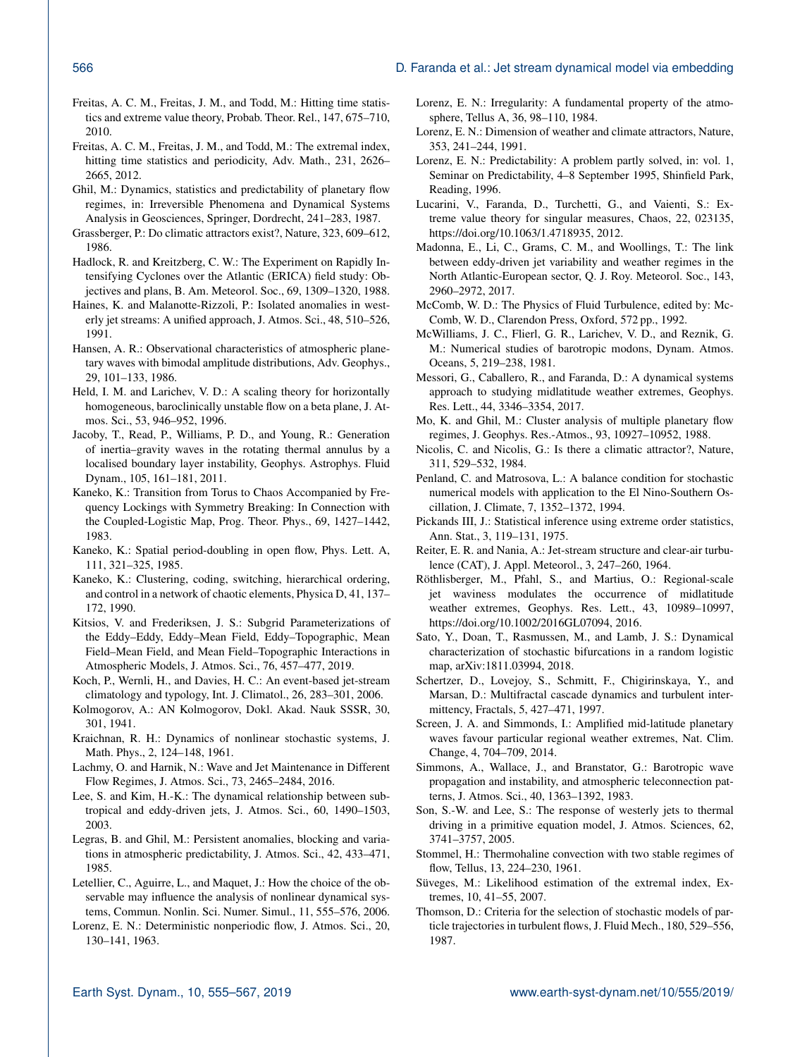Freitas, A. C. M., Freitas, J. M., and Todd, M.: Hitting time statistics and extreme value theory, Probab. Theor. Rel., 147, 675–710, 2010.

Freitas, A. C. M., Freitas, J. M., and Todd, M.: The extremal index, hitting time statistics and periodicity, Adv. Math., 231, 2626–2665, 2012.

Ghil, M.: Dynamics, statistics and predictability of planetary flow regimes, in: Irreversible Phenomena and Dynamical Systems Analysis in Geosciences, Springer, Dordrecht, 241–283, 1987.

Grassberger, P.: Do climatic attractors exist?, Nature, 323, 609–612, 1986.

Hadlock, R. and Kreitzberg, C. W.: The Experiment on Rapidly Intensifying Cyclones over the Atlantic (ERICA) field study: Objectives and plans, B. Am. Meteorol. Soc., 69, 1309–1320, 1988.

Haines, K. and Malanotte-Rizzoli, P.: Isolated anomalies in westerly jet streams: A unified approach, J. Atmos. Sci., 48, 510–526, 1991.

Hansen, A. R.: Observational characteristics of atmospheric planetary waves with bimodal amplitude distributions, Adv. Geophys., 29, 101–133, 1986.

Held, I. M. and Larichev, V. D.: A scaling theory for horizontally homogeneous, baroclinically unstable flow on a beta plane, J. Atmos. Sci., 53, 946–952, 1996.

Jacoby, T., Read, P., Williams, P. D., and Young, R.: Generation of inertia–gravity waves in the rotating thermal annulus by a localised boundary layer instability, Geophys. Astrophys. Fluid Dynam., 105, 161–181, 2011.

Kaneko, K.: Transition from Torus to Chaos Accompanied by Frequency Lockings with Symmetry Breaking: In Connection with the Coupled-Logistic Map, Prog. Theor. Phys., 69, 1427–1442, 1983.

Kaneko, K.: Spatial period-doubling in open flow, Phys. Lett. A, 111, 321–325, 1985.

Kaneko, K.: Clustering, coding, switching, hierarchical ordering, and control in a network of chaotic elements, Physica D, 41, 137–172, 1990.

Kitsios, V. and Frederiksen, J. S.: Subgrid Parameterizations of the Eddy–Eddy, Eddy–Mean Field, Eddy–Topographic, Mean Field–Mean Field, and Mean Field–Topographic Interactions in Atmospheric Models, J. Atmos. Sci., 76, 457–477, 2019.

Koch, P., Wernli, H., and Davies, H. C.: An event-based jet-stream climatology and typology, Int. J. Climatol., 26, 283–301, 2006.

Kolmogorov, A.: AN Kolmogorov, Dokl. Akad. Nauk SSSR, 30, 301, 1941.

Kraichnan, R. H.: Dynamics of nonlinear stochastic systems, J. Math. Phys., 2, 124–148, 1961.

Lachmy, O. and Harnik, N.: Wave and Jet Maintenance in Different Flow Regimes, J. Atmos. Sci., 73, 2465–2484, 2016.

Lee, S. and Kim, H.-K.: The dynamical relationship between subtropical and eddy-driven jets, J. Atmos. Sci., 60, 1490–1503, 2003.

Legras, B. and Ghil, M.: Persistent anomalies, blocking and variations in atmospheric predictability, J. Atmos. Sci., 42, 433–471, 1985.

Letellier, C., Aguirre, L., and Maquet, J.: How the choice of the observable may influence the analysis of nonlinear dynamical systems, Commun. Nonlin. Sci. Numer. Simul., 11, 555–576, 2006.

Lorenz, E. N.: Deterministic nonperiodic flow, J. Atmos. Sci., 20, 130–141, 1963.

Lorenz, E. N.: Irregularity: A fundamental property of the atmosphere, Tellus A, 36, 98–110, 1984.

Lorenz, E. N.: Dimension of weather and climate attractors, Nature, 353, 241–244, 1991.

Lorenz, E. N.: Predictability: A problem partly solved, in: vol. 1, Seminar on Predictability, 4–8 September 1995, Shinfield Park, Reading, 1996.

Lucarini, V., Faranda, D., Turchetti, G., and Vaienti, S.: Extreme value theory for singular measures, Chaos, 22, 023135, https://doi.org/10.1063/1.4718935, 2012.

Madonna, E., Li, C., Grams, C. M., and Woollings, T.: The link between eddy-driven jet variability and weather regimes in the North Atlantic-European sector, Q. J. Roy. Meteorol. Soc., 143, 2960–2972, 2017.

McComb, W. D.: The Physics of Fluid Turbulence, edited by: McComb, W. D., Clarendon Press, Oxford, 572 pp., 1992.

McWilliams, J. C., Flierl, G. R., Larichev, V. D., and Reznik, G. M.: Numerical studies of barotropic modons, Dynam. Atmos. Oceans, 5, 219–238, 1981.

Messori, G., Caballero, R., and Faranda, D.: A dynamical systems approach to studying midlatitude weather extremes, Geophys. Res. Lett., 44, 3346–3354, 2017.

Mo, K. and Ghil, M.: Cluster analysis of multiple planetary flow regimes, J. Geophys. Res.-Atmos., 93, 10927–10952, 1988.

Nicolis, C. and Nicolis, G.: Is there a climatic attractor?, Nature, 311, 529–532, 1984.

Penland, C. and Matrosova, L.: A balance condition for stochastic numerical models with application to the El Nino-Southern Oscillation, J. Climate, 7, 1352–1372, 1994.

Pickands III, J.: Statistical inference using extreme order statistics, Ann. Stat., 3, 119–131, 1975.

Reiter, E. R. and Nania, A.: Jet-stream structure and clear-air turbulence (CAT), J. Appl. Meteorol., 3, 247–260, 1964.

Röthlisberger, M., Pfahl, S., and Martius, O.: Regional-scale jet waviness modulates the occurrence of midlatitude weather extremes, Geophys. Res. Lett., 43, 10989–10997, https://doi.org/10.1002/2016GL07094, 2016.

Sato, Y., Doan, T., Rasmussen, M., and Lamb, J. S.: Dynamical characterization of stochastic bifurcations in a random logistic map, arXiv:1811.03994, 2018.

Schertzer, D., Lovejoy, S., Schmitt, F., Chigirinskaya, Y., and Marsan, D.: Multifractal cascade dynamics and turbulent intermittency, Fractals, 5, 427–471, 1997.

Screen, J. A. and Simmonds, I.: Amplified mid-latitude planetary waves favour particular regional weather extremes, Nat. Clim. Change, 4, 704–709, 2014.

Simmons, A., Wallace, J., and Branstator, G.: Barotropic wave propagation and instability, and atmospheric teleconnection patterns, J. Atmos. Sci., 40, 1363–1392, 1983.

Son, S.-W. and Lee, S.: The response of westerly jets to thermal driving in a primitive equation model, J. Atmos. Sciences, 62, 3741–3757, 2005.

Stommel, H.: Thermohaline convection with two stable regimes of flow, Tellus, 13, 224–230, 1961.

Süveges, M.: Likelihood estimation of the extremal index, Extremes, 10, 41–55, 2007.

Thomson, D.: Criteria for the selection of stochastic models of particle trajectories in turbulent flows, J. Fluid Mech., 180, 529–556, 1987.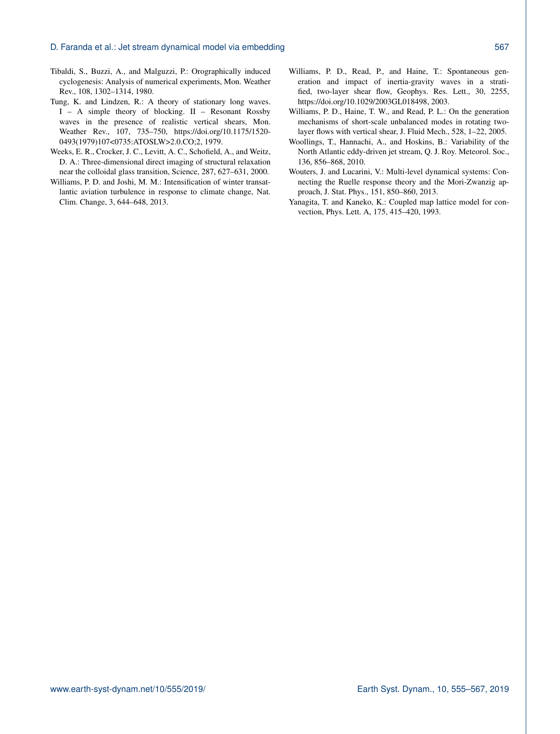Tibaldi, S., Buzzi, A., and Malguzzi, P.: Orographically induced cyclogenesis: Analysis of numerical experiments, Mon. Weather Rev., 108, 1302–1314, 1980.

Tung, K. and Lindzen, R.: A theory of stationary long waves. I – A simple theory of blocking. II – Resonant Rossby waves in the presence of realistic vertical shears, Mon. Weather Rev., 107, 735–750, https://doi.org/10.1175/1520-0493(1979)107<0735:ATOSLW>2.0.CO;2, 1979.

Weeks, E. R., Crocker, J. C., Levitt, A. C., Schofield, A., and Weitz, D. A.: Three-dimensional direct imaging of structural relaxation near the colloidal glass transition, Science, 287, 627–631, 2000.

Williams, P. D. and Joshi, M. M.: Intensification of winter transatlantic aviation turbulence in response to climate change, Nat. Clim. Change, 3, 644–648, 2013.

Williams, P. D., Read, P., and Haine, T.: Spontaneous generation and impact of inertia-gravity waves in a stratified, two-layer shear flow, Geophys. Res. Lett., 30, 2255, https://doi.org/10.1029/2003GL018498, 2003.

Williams, P. D., Haine, T. W., and Read, P. L.: On the generation mechanisms of short-scale unbalanced modes in rotating two-layer flows with vertical shear, J. Fluid Mech., 528, 1–22, 2005.

Woollings, T., Hannachi, A., and Hoskins, B.: Variability of the North Atlantic eddy-driven jet stream, Q. J. Roy. Meteorol. Soc., 136, 856–868, 2010.

Wouters, J. and Lucarini, V.: Multi-level dynamical systems: Connecting the Ruelle response theory and the Mori-Zwanzig approach, J. Stat. Phys., 151, 850–860, 2013.

Yanagita, T. and Kaneko, K.: Coupled map lattice model for convection, Phys. Lett. A, 175, 415–420, 1993.